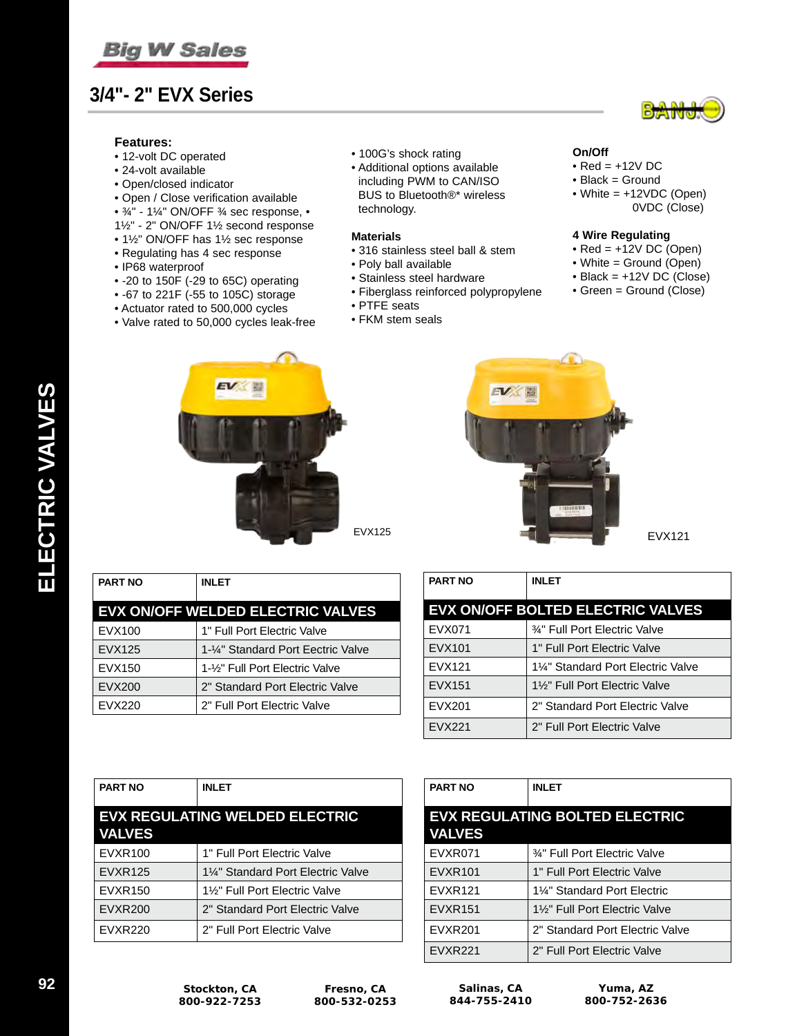# 3/4"- 2" EVX Series

**Features:**
- 12-volt DC operated
- 24-volt available
- Open/closed indicator
- Open / Close verification available
- ¾" - 1¼" ON/OFF ¾ sec response, • 1½" - 2" ON/OFF 1½ second response
- 1½" ON/OFF has 1½ sec response
- Regulating has 4 sec response
- IP68 waterproof
- -20 to 150F (-29 to 65C) operating
- -67 to 221F (-55 to 105C) storage
- Actuator rated to 500,000 cycles
- Valve rated to 50,000 cycles leak-free
- 100G's shock rating
- Additional options available including PWM to CAN/ISO BUS to Bluetooth®* wireless technology.

**Materials**
- 316 stainless steel ball & stem
- Poly ball available
- Stainless steel hardware
- Fiberglass reinforced polypropylene
- PTFE seats
- FKM stem seals

**On/Off**
- Red = +12V DC
- Black = Ground
- White = +12VDC (Open) 0VDC (Close)

**4 Wire Regulating**
- Red = +12V DC (Open)
- White = Ground (Open)
- Black = +12V DC (Close)
- Green = Ground (Close)

EVX125

EVX121

| PART NO | INLET |
|---|---|
| **EVX ON/OFF WELDED ELECTRIC VALVES** | |
| EVX100 | 1" Full Port Electric Valve |
| EVX125 | 1-¼" Standard Port Eectric Valve |
| EVX150 | 1-½" Full Port Electric Valve |
| EVX200 | 2" Standard Port Electric Valve |
| EVX220 | 2" Full Port Electric Valve |

| PART NO | INLET |
|---|---|
| **EVX ON/OFF BOLTED ELECTRIC VALVES** | |
| EVX071 | ¾" Full Port Electric Valve |
| EVX101 | 1" Full Port Electric Valve |
| EVX121 | 1¼" Standard Port Electric Valve |
| EVX151 | 1½" Full Port Electric Valve |
| EVX201 | 2" Standard Port Electric Valve |
| EVX221 | 2" Full Port Electric Valve |

| PART NO | INLET |
|---|---|
| **EVX REGULATING WELDED ELECTRIC VALVES** | |
| EVXR100 | 1" Full Port Electric Valve |
| EVXR125 | 1¼" Standard Port Electric Valve |
| EVXR150 | 1½" Full Port Electric Valve |
| EVXR200 | 2" Standard Port Electric Valve |
| EVXR220 | 2" Full Port Electric Valve |

| PART NO | INLET |
|---|---|
| **EVX REGULATING BOLTED ELECTRIC VALVES** | |
| EVXR071 | ¾" Full Port Electric Valve |
| EVXR101 | 1" Full Port Electric Valve |
| EVXR121 | 1¼" Standard Port Electric |
| EVXR151 | 1½" Full Port Electric Valve |
| EVXR201 | 2" Standard Port Electric Valve |
| EVXR221 | 2" Full Port Electric Valve |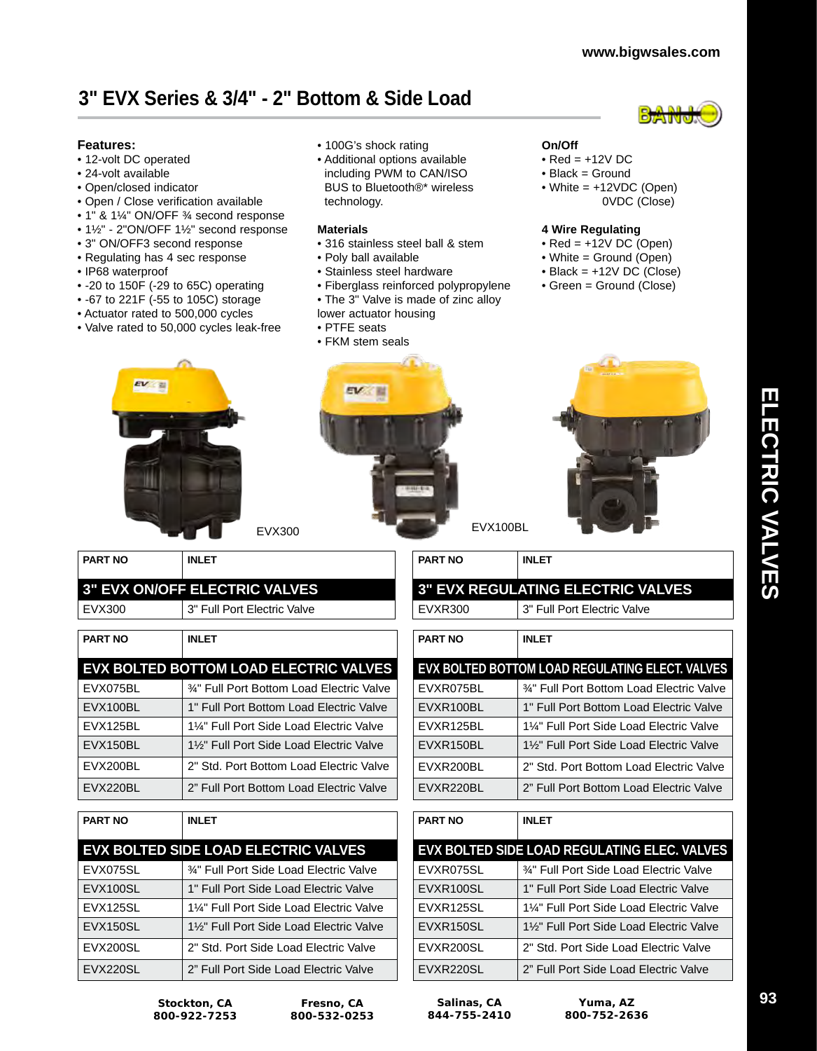# 3" EVX Series & 3/4" - 2" Bottom & Side Load

**Features:**

- 12-volt DC operated
- 24-volt available
- Open/closed indicator
- Open / Close verification available
- 1" & 1¼" ON/OFF ¾ second response
- 1½" - 2"ON/OFF 1½" second response
- 3" ON/OFF3 second response
- Regulating has 4 sec response
- IP68 waterproof
- -20 to 150F (-29 to 65C) operating
- -67 to 221F (-55 to 105C) storage
- Actuator rated to 500,000 cycles
- Valve rated to 50,000 cycles leak-free
- 100G's shock rating
- Additional options available including PWM to CAN/ISO BUS to Bluetooth®* wireless technology.

**Materials**

- 316 stainless steel ball & stem
- Poly ball available
- Stainless steel hardware
- Fiberglass reinforced polypropylene
- The 3" Valve is made of zinc alloy lower actuator housing
- PTFE seats
- FKM stem seals

**On/Off**

- Red = +12V DC
- Black = Ground
- White = +12VDC (Open) 0VDC (Close)

**4 Wire Regulating**

- Red = +12V DC (Open)
- White = Ground (Open)
- Black = +12V DC (Close)
- Green = Ground (Close)

EVX300

EVX100BL

| PART NO | INLET |
|---|---|
| **3" EVX ON/OFF ELECTRIC VALVES** | |
| EVX300 | 3" Full Port Electric Valve |

| PART NO | INLET |
|---|---|
| **3" EVX REGULATING ELECTRIC VALVES** | |
| EVXR300 | 3" Full Port Electric Valve |

| PART NO | INLET |
|---|---|
| **EVX BOLTED BOTTOM LOAD ELECTRIC VALVES** | |
| EVX075BL | ¾" Full Port Bottom Load Electric Valve |
| EVX100BL | 1" Full Port Bottom Load Electric Valve |
| EVX125BL | 1¼" Full Port Side Load Electric Valve |
| EVX150BL | 1½" Full Port Side Load Electric Valve |
| EVX200BL | 2" Std. Port Bottom Load Electric Valve |
| EVX220BL | 2" Full Port Bottom Load Electric Valve |

| PART NO | INLET |
|---|---|
| **EVX BOLTED BOTTOM LOAD REGULATING ELECT. VALVES** | |
| EVXR075BL | ¾" Full Port Bottom Load Electric Valve |
| EVXR100BL | 1" Full Port Bottom Load Electric Valve |
| EVXR125BL | 1¼" Full Port Side Load Electric Valve |
| EVXR150BL | 1½" Full Port Side Load Electric Valve |
| EVXR200BL | 2" Std. Port Bottom Load Electric Valve |
| EVXR220BL | 2" Full Port Bottom Load Electric Valve |

| PART NO | INLET |
|---|---|
| **EVX BOLTED SIDE LOAD ELECTRIC VALVES** | |
| EVX075SL | ¾" Full Port Side Load Electric Valve |
| EVX100SL | 1" Full Port Side Load Electric Valve |
| EVX125SL | 1¼" Full Port Side Load Electric Valve |
| EVX150SL | 1½" Full Port Side Load Electric Valve |
| EVX200SL | 2" Std. Port Side Load Electric Valve |
| EVX220SL | 2" Full Port Side Load Electric Valve |

| PART NO | INLET |
|---|---|
| **EVX BOLTED SIDE LOAD REGULATING ELEC. VALVES** | |
| EVXR075SL | ¾" Full Port Side Load Electric Valve |
| EVXR100SL | 1" Full Port Side Load Electric Valve |
| EVXR125SL | 1¼" Full Port Side Load Electric Valve |
| EVXR150SL | 1½" Full Port Side Load Electric Valve |
| EVXR200SL | 2" Std. Port Side Load Electric Valve |
| EVXR220SL | 2" Full Port Side Load Electric Valve |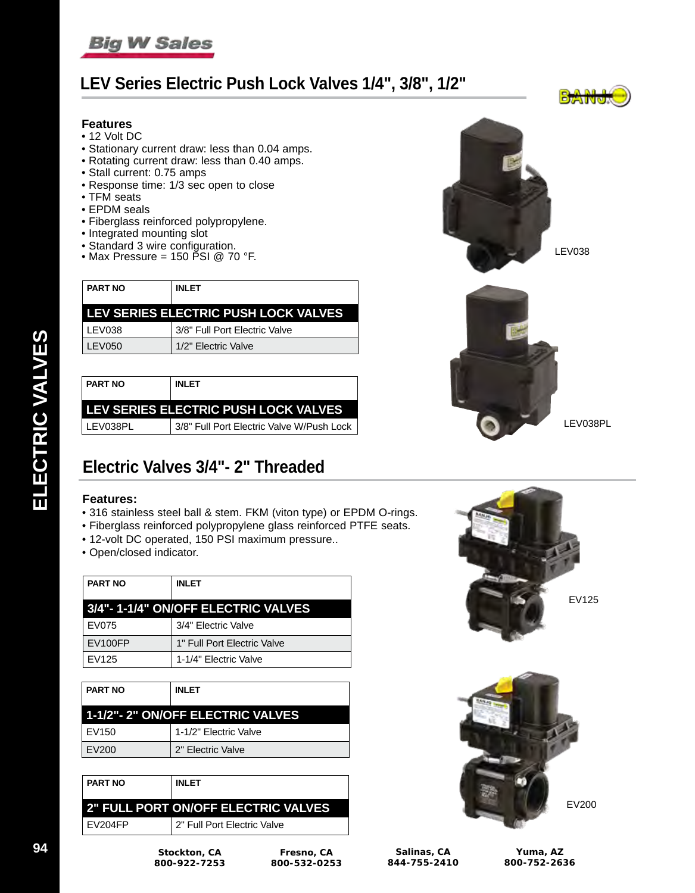# LEV Series Electric Push Lock Valves 1/4", 3/8", 1/2"

**Features**
- 12 Volt DC
- Stationary current draw: less than 0.04 amps.
- Rotating current draw: less than 0.40 amps.
- Stall current: 0.75 amps
- Response time: 1/3 sec open to close
- TFM seats
- EPDM seals
- Fiberglass reinforced polypropylene.
- Integrated mounting slot
- Standard 3 wire configuration.
- Max Pressure = 150 PSI @ 70 °F.

| PART NO | INLET |
|---|---|
| **LEV SERIES ELECTRIC PUSH LOCK VALVES** | |
| LEV038 | 3/8" Full Port Electric Valve |
| LEV050 | 1/2" Electric Valve |

| PART NO | INLET |
|---|---|
| **LEV SERIES ELECTRIC PUSH LOCK VALVES** | |
| LEV038PL | 3/8" Full Port Electric Valve W/Push Lock |

LEV038

LEV038PL

## Electric Valves 3/4"- 2" Threaded

**Features:**
- 316 stainless steel ball & stem. FKM (viton type) or EPDM O-rings.
- Fiberglass reinforced polypropylene glass reinforced PTFE seats.
- 12-volt DC operated, 150 PSI maximum pressure..
- Open/closed indicator.

| PART NO | INLET |
|---|---|
| **3/4"- 1-1/4" ON/OFF ELECTRIC VALVES** | |
| EV075 | 3/4" Electric Valve |
| EV100FP | 1" Full Port Electric Valve |
| EV125 | 1-1/4" Electric Valve |

| PART NO | INLET |
|---|---|
| **1-1/2"- 2" ON/OFF ELECTRIC VALVES** | |
| EV150 | 1-1/2" Electric Valve |
| EV200 | 2" Electric Valve |

| PART NO | INLET |
|---|---|
| **2" FULL PORT ON/OFF ELECTRIC VALVES** | |
| EV204FP | 2" Full Port Electric Valve |

EV125

EV200

Stockton, CA 800-922-7253 | Fresno, CA 800-532-0253 | Salinas, CA 844-755-2410 | Yuma, AZ 800-752-2636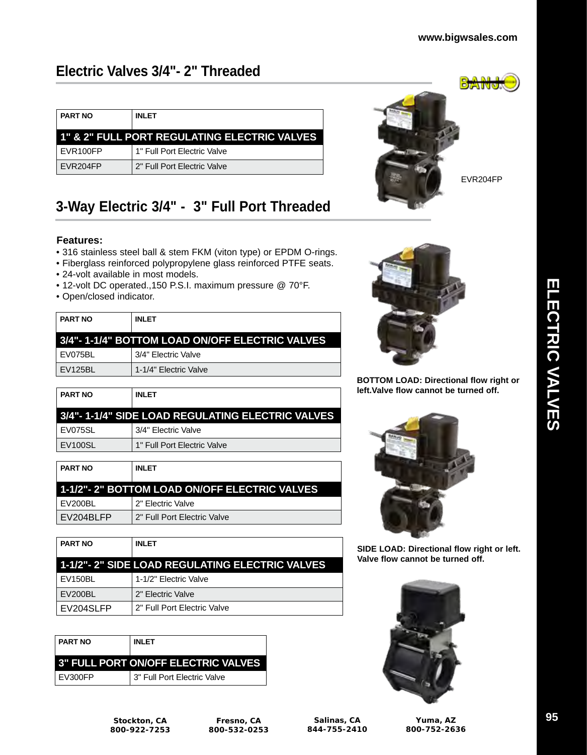## Electric Valves 3/4"- 2" Threaded

| PART NO | INLET |
|---|---|
| **1" & 2" FULL PORT REGULATING ELECTRIC VALVES** | |
| EVR100FP | 1" Full Port Electric Valve |
| EVR204FP | 2" Full Port Electric Valve |

EVR204FP

## 3-Way Electric 3/4" - 3" Full Port Threaded

**Features:**

- 316 stainless steel ball & stem FKM (viton type) or EPDM O-rings.
- Fiberglass reinforced polypropylene glass reinforced PTFE seats.
- 24-volt available in most models.
- 12-volt DC operated.,150 P.S.I. maximum pressure @ 70°F.
- Open/closed indicator.

| PART NO | INLET |
|---|---|
| **3/4"- 1-1/4" BOTTOM LOAD ON/OFF ELECTRIC VALVES** | |
| EV075BL | 3/4" Electric Valve |
| EV125BL | 1-1/4" Electric Valve |

**BOTTOM LOAD: Directional flow right or left.Valve flow cannot be turned off.**

| PART NO | INLET |
|---|---|
| **3/4"- 1-1/4" SIDE LOAD REGULATING ELECTRIC VALVES** | |
| EV075SL | 3/4" Electric Valve |
| EV100SL | 1" Full Port Electric Valve |

**SIDE LOAD: Directional flow right or left. Valve flow cannot be turned off.**

| PART NO | INLET |
|---|---|
| **1-1/2"- 2" BOTTOM LOAD ON/OFF ELECTRIC VALVES** | |
| EV200BL | 2" Electric Valve |
| EV204BLFP | 2" Full Port Electric Valve |

| PART NO | INLET |
|---|---|
| **1-1/2"- 2" SIDE LOAD REGULATING ELECTRIC VALVES** | |
| EV150BL | 1-1/2" Electric Valve |
| EV200BL | 2" Electric Valve |
| EV204SLFP | 2" Full Port Electric Valve |

| PART NO | INLET |
|---|---|
| **3" FULL PORT ON/OFF ELECTRIC VALVES** | |
| EV300FP | 3" Full Port Electric Valve |

ELECTRIC VALVES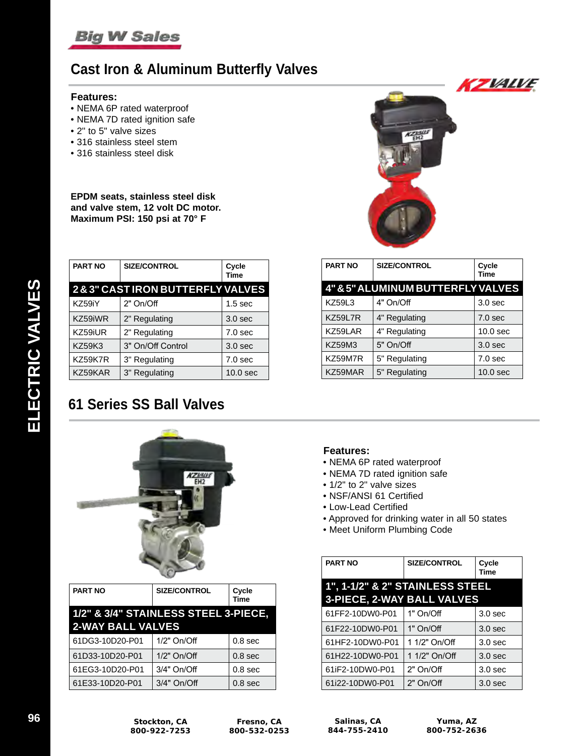# Cast Iron & Aluminum Butterfly Valves

**Features:**

- NEMA 6P rated waterproof
- NEMA 7D rated ignition safe
- 2" to 5" valve sizes
- 316 stainless steel stem
- 316 stainless steel disk

**EPDM seats, stainless steel disk and valve stem, 12 volt DC motor. Maximum PSI: 150 psi at 70° F**

| PART NO | SIZE/CONTROL | Cycle Time |
|---|---|---|
| **2 & 3" CAST IRON BUTTERFLY VALVES** | | |
| KZ59iY | 2" On/Off | 1.5 sec |
| KZ59iWR | 2" Regulating | 3.0 sec |
| KZ59iUR | 2" Regulating | 7.0 sec |
| KZ59K3 | 3" On/Off Control | 3.0 sec |
| KZ59K7R | 3" Regulating | 7.0 sec |
| KZ59KAR | 3" Regulating | 10.0 sec |

| PART NO | SIZE/CONTROL | Cycle Time |
|---|---|---|
| **4" & 5" ALUMINUM BUTTERFLY VALVES** | | |
| KZ59L3 | 4" On/Off | 3.0 sec |
| KZ59L7R | 4" Regulating | 7.0 sec |
| KZ59LAR | 4" Regulating | 10.0 sec |
| KZ59M3 | 5" On/Off | 3.0 sec |
| KZ59M7R | 5" Regulating | 7.0 sec |
| KZ59MAR | 5" Regulating | 10.0 sec |

# 61 Series SS Ball Valves

**Features:**

- NEMA 6P rated waterproof
- NEMA 7D rated ignition safe
- 1/2" to 2" valve sizes
- NSF/ANSI 61 Certified
- Low-Lead Certified
- Approved for drinking water in all 50 states
- Meet Uniform Plumbing Code

| PART NO | SIZE/CONTROL | Cycle Time |
|---|---|---|
| **1/2" & 3/4" STAINLESS STEEL 3-PIECE, 2-WAY BALL VALVES** | | |
| 61DG3-10D20-P01 | 1/2" On/Off | 0.8 sec |
| 61D33-10D20-P01 | 1/2" On/Off | 0.8 sec |
| 61EG3-10D20-P01 | 3/4" On/Off | 0.8 sec |
| 61E33-10D20-P01 | 3/4" On/Off | 0.8 sec |

| PART NO | SIZE/CONTROL | Cycle Time |
|---|---|---|
| **1", 1-1/2" & 2" STAINLESS STEEL 3-PIECE, 2-WAY BALL VALVES** | | |
| 61FF2-10DW0-P01 | 1" On/Off | 3.0 sec |
| 61F22-10DW0-P01 | 1" On/Off | 3.0 sec |
| 61HF2-10DW0-P01 | 1 1/2" On/Off | 3.0 sec |
| 61H22-10DW0-P01 | 1 1/2" On/Off | 3.0 sec |
| 61iF2-10DW0-P01 | 2" On/Off | 3.0 sec |
| 61i22-10DW0-P01 | 2" On/Off | 3.0 sec |

Stockton, CA 800-922-7253 | Fresno, CA 800-532-0253 | Salinas, CA 844-755-2410 | Yuma, AZ 800-752-2636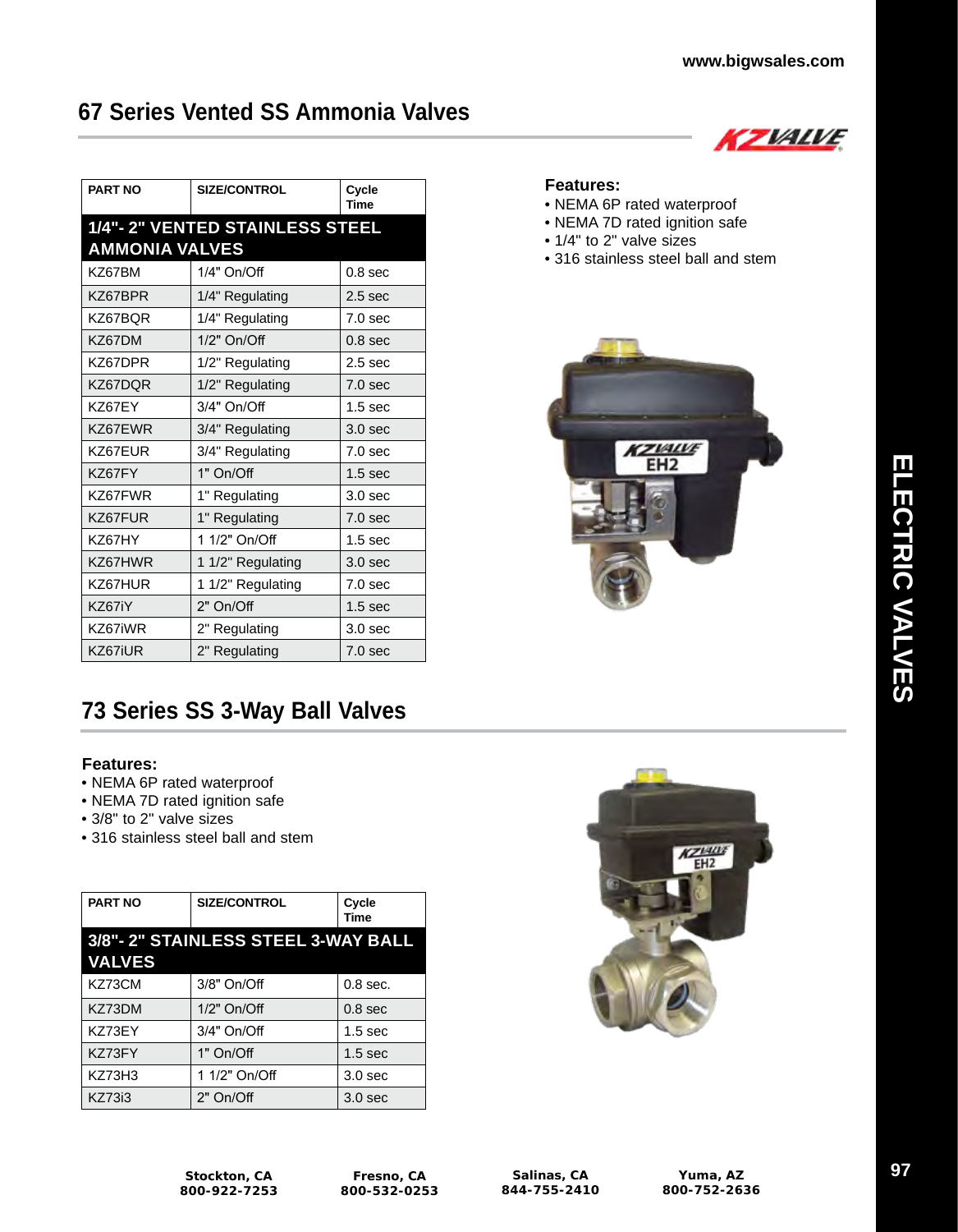## 67 Series Vented SS Ammonia Valves

| PART NO | SIZE/CONTROL | Cycle Time |
|---|---|---|
| **1/4"- 2" VENTED STAINLESS STEEL AMMONIA VALVES** | | |
| KZ67BM | 1/4" On/Off | 0.8 sec |
| KZ67BPR | 1/4" Regulating | 2.5 sec |
| KZ67BQR | 1/4" Regulating | 7.0 sec |
| KZ67DM | 1/2" On/Off | 0.8 sec |
| KZ67DPR | 1/2" Regulating | 2.5 sec |
| KZ67DQR | 1/2" Regulating | 7.0 sec |
| KZ67EY | 3/4" On/Off | 1.5 sec |
| KZ67EWR | 3/4" Regulating | 3.0 sec |
| KZ67EUR | 3/4" Regulating | 7.0 sec |
| KZ67FY | 1" On/Off | 1.5 sec |
| KZ67FWR | 1" Regulating | 3.0 sec |
| KZ67FUR | 1" Regulating | 7.0 sec |
| KZ67HY | 1 1/2" On/Off | 1.5 sec |
| KZ67HWR | 1 1/2" Regulating | 3.0 sec |
| KZ67HUR | 1 1/2" Regulating | 7.0 sec |
| KZ67iY | 2" On/Off | 1.5 sec |
| KZ67iWR | 2" Regulating | 3.0 sec |
| KZ67iUR | 2" Regulating | 7.0 sec |

**Features:**
- NEMA 6P rated waterproof
- NEMA 7D rated ignition safe
- 1/4" to 2" valve sizes
- 316 stainless steel ball and stem

## 73 Series SS 3-Way Ball Valves

**Features:**
- NEMA 6P rated waterproof
- NEMA 7D rated ignition safe
- 3/8" to 2" valve sizes
- 316 stainless steel ball and stem

| PART NO | SIZE/CONTROL | Cycle Time |
|---|---|---|
| **3/8"- 2" STAINLESS STEEL 3-WAY BALL VALVES** | | |
| KZ73CM | 3/8" On/Off | 0.8 sec. |
| KZ73DM | 1/2" On/Off | 0.8 sec |
| KZ73EY | 3/4" On/Off | 1.5 sec |
| KZ73FY | 1" On/Off | 1.5 sec |
| KZ73H3 | 1 1/2" On/Off | 3.0 sec |
| KZ73i3 | 2" On/Off | 3.0 sec |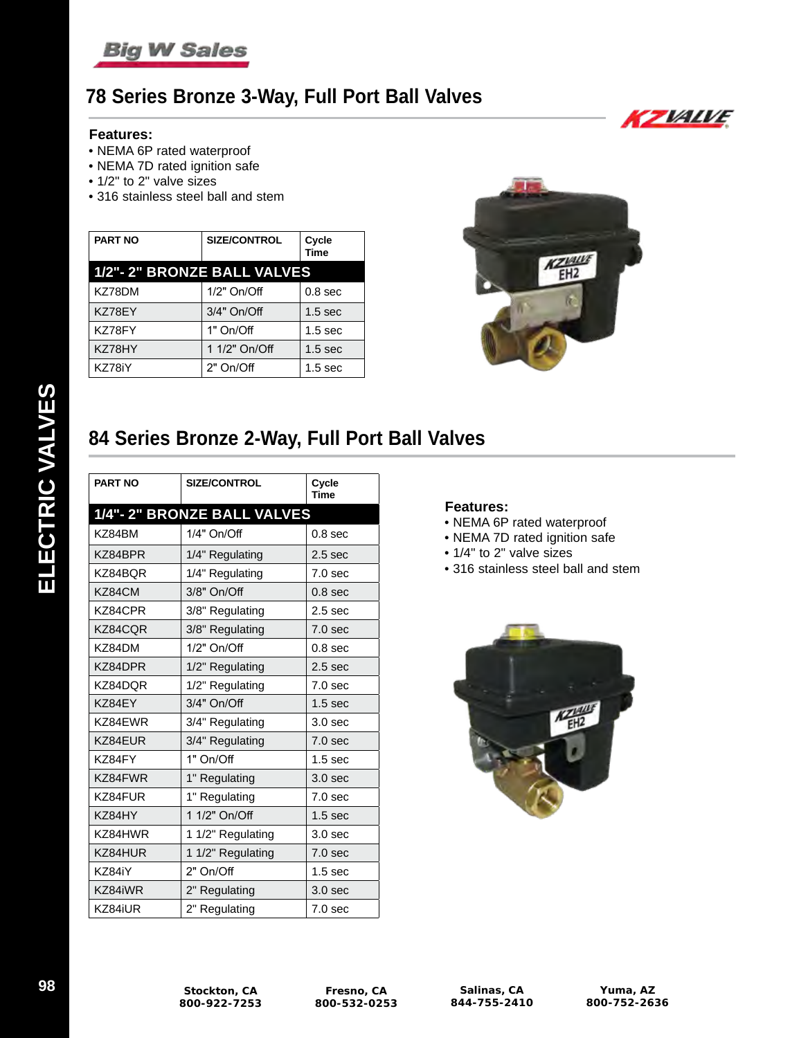# 78 Series Bronze 3-Way, Full Port Ball Valves

**Features:**
- NEMA 6P rated waterproof
- NEMA 7D rated ignition safe
- 1/2" to 2" valve sizes
- 316 stainless steel ball and stem

| PART NO | SIZE/CONTROL | Cycle Time |
|---|---|---|
| **1/2"- 2" BRONZE BALL VALVES** | | |
| KZ78DM | 1/2" On/Off | 0.8 sec |
| KZ78EY | 3/4" On/Off | 1.5 sec |
| KZ78FY | 1" On/Off | 1.5 sec |
| KZ78HY | 1 1/2" On/Off | 1.5 sec |
| KZ78iY | 2" On/Off | 1.5 sec |

# 84 Series Bronze 2-Way, Full Port Ball Valves

| PART NO | SIZE/CONTROL | Cycle Time |
|---|---|---|
| **1/4"- 2" BRONZE BALL VALVES** | | |
| KZ84BM | 1/4" On/Off | 0.8 sec |
| KZ84BPR | 1/4" Regulating | 2.5 sec |
| KZ84BQR | 1/4" Regulating | 7.0 sec |
| KZ84CM | 3/8" On/Off | 0.8 sec |
| KZ84CPR | 3/8" Regulating | 2.5 sec |
| KZ84CQR | 3/8" Regulating | 7.0 sec |
| KZ84DM | 1/2" On/Off | 0.8 sec |
| KZ84DPR | 1/2" Regulating | 2.5 sec |
| KZ84DQR | 1/2" Regulating | 7.0 sec |
| KZ84EY | 3/4" On/Off | 1.5 sec |
| KZ84EWR | 3/4" Regulating | 3.0 sec |
| KZ84EUR | 3/4" Regulating | 7.0 sec |
| KZ84FY | 1" On/Off | 1.5 sec |
| KZ84FWR | 1" Regulating | 3.0 sec |
| KZ84FUR | 1" Regulating | 7.0 sec |
| KZ84HY | 1 1/2" On/Off | 1.5 sec |
| KZ84HWR | 1 1/2" Regulating | 3.0 sec |
| KZ84HUR | 1 1/2" Regulating | 7.0 sec |
| KZ84iY | 2" On/Off | 1.5 sec |
| KZ84iWR | 2" Regulating | 3.0 sec |
| KZ84iUR | 2" Regulating | 7.0 sec |

**Features:**
- NEMA 6P rated waterproof
- NEMA 7D rated ignition safe
- 1/4" to 2" valve sizes
- 316 stainless steel ball and stem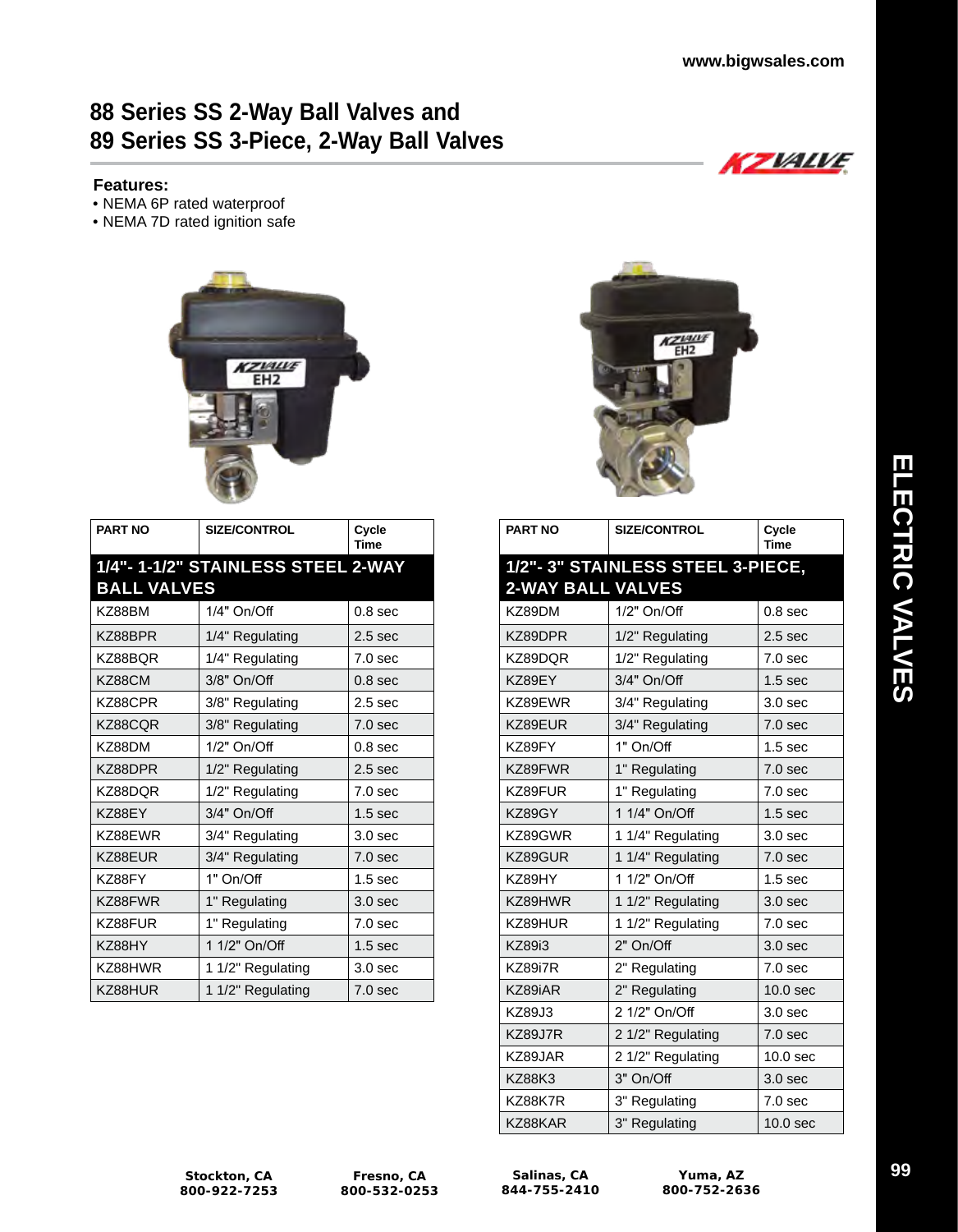# 88 Series SS 2-Way Ball Valves and 89 Series SS 3-Piece, 2-Way Ball Valves

**Features:**

- NEMA 6P rated waterproof
- NEMA 7D rated ignition safe

| PART NO | SIZE/CONTROL | Cycle Time |
|---|---|---|
| **1/4"- 1-1/2" STAINLESS STEEL 2-WAY BALL VALVES** | | |
| KZ88BM | 1/4" On/Off | 0.8 sec |
| KZ88BPR | 1/4" Regulating | 2.5 sec |
| KZ88BQR | 1/4" Regulating | 7.0 sec |
| KZ88CM | 3/8" On/Off | 0.8 sec |
| KZ88CPR | 3/8" Regulating | 2.5 sec |
| KZ88CQR | 3/8" Regulating | 7.0 sec |
| KZ88DM | 1/2" On/Off | 0.8 sec |
| KZ88DPR | 1/2" Regulating | 2.5 sec |
| KZ88DQR | 1/2" Regulating | 7.0 sec |
| KZ88EY | 3/4" On/Off | 1.5 sec |
| KZ88EWR | 3/4" Regulating | 3.0 sec |
| KZ88EUR | 3/4" Regulating | 7.0 sec |
| KZ88FY | 1" On/Off | 1.5 sec |
| KZ88FWR | 1" Regulating | 3.0 sec |
| KZ88FUR | 1" Regulating | 7.0 sec |
| KZ88HY | 1 1/2" On/Off | 1.5 sec |
| KZ88HWR | 1 1/2" Regulating | 3.0 sec |
| KZ88HUR | 1 1/2" Regulating | 7.0 sec |

| PART NO | SIZE/CONTROL | Cycle Time |
|---|---|---|
| **1/2"- 3" STAINLESS STEEL 3-PIECE, 2-WAY BALL VALVES** | | |
| KZ89DM | 1/2" On/Off | 0.8 sec |
| KZ89DPR | 1/2" Regulating | 2.5 sec |
| KZ89DQR | 1/2" Regulating | 7.0 sec |
| KZ89EY | 3/4" On/Off | 1.5 sec |
| KZ89EWR | 3/4" Regulating | 3.0 sec |
| KZ89EUR | 3/4" Regulating | 7.0 sec |
| KZ89FY | 1" On/Off | 1.5 sec |
| KZ89FWR | 1" Regulating | 7.0 sec |
| KZ89FUR | 1" Regulating | 7.0 sec |
| KZ89GY | 1 1/4" On/Off | 1.5 sec |
| KZ89GWR | 1 1/4" Regulating | 3.0 sec |
| KZ89GUR | 1 1/4" Regulating | 7.0 sec |
| KZ89HY | 1 1/2" On/Off | 1.5 sec |
| KZ89HWR | 1 1/2" Regulating | 3.0 sec |
| KZ89HUR | 1 1/2" Regulating | 7.0 sec |
| KZ89i3 | 2" On/Off | 3.0 sec |
| KZ89i7R | 2" Regulating | 7.0 sec |
| KZ89iAR | 2" Regulating | 10.0 sec |
| KZ89J3 | 2 1/2" On/Off | 3.0 sec |
| KZ89J7R | 2 1/2" Regulating | 7.0 sec |
| KZ89JAR | 2 1/2" Regulating | 10.0 sec |
| KZ88K3 | 3" On/Off | 3.0 sec |
| KZ88K7R | 3" Regulating | 7.0 sec |
| KZ88KAR | 3" Regulating | 10.0 sec |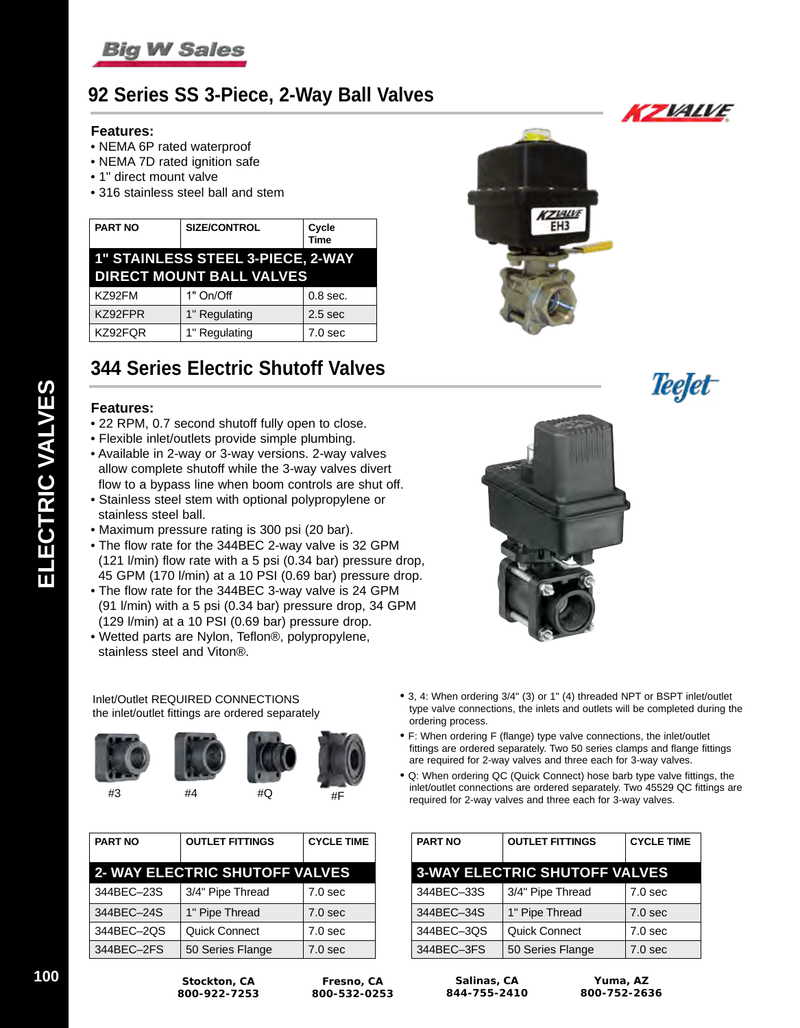# 92 Series SS 3-Piece, 2-Way Ball Valves

**Features:**

- NEMA 6P rated waterproof
- NEMA 7D rated ignition safe
- 1" direct mount valve
- 316 stainless steel ball and stem

| PART NO | SIZE/CONTROL | Cycle Time |
|---|---|---|
| **1" STAINLESS STEEL 3-PIECE, 2-WAY DIRECT MOUNT BALL VALVES** | | |
| KZ92FM | 1" On/Off | 0.8 sec. |
| KZ92FPR | 1" Regulating | 2.5 sec |
| KZ92FQR | 1" Regulating | 7.0 sec |

# 344 Series Electric Shutoff Valves

**Features:**

- 22 RPM, 0.7 second shutoff fully open to close.
- Flexible inlet/outlets provide simple plumbing.
- Available in 2-way or 3-way versions. 2-way valves allow complete shutoff while the 3-way valves divert flow to a bypass line when boom controls are shut off.
- Stainless steel stem with optional polypropylene or stainless steel ball.
- Maximum pressure rating is 300 psi (20 bar).
- The flow rate for the 344BEC 2-way valve is 32 GPM (121 l/min) flow rate with a 5 psi (0.34 bar) pressure drop, 45 GPM (170 l/min) at a 10 PSI (0.69 bar) pressure drop.
- The flow rate for the 344BEC 3-way valve is 24 GPM (91 l/min) with a 5 psi (0.34 bar) pressure drop, 34 GPM (129 l/min) at a 10 PSI (0.69 bar) pressure drop.
- Wetted parts are Nylon, Teflon®, polypropylene, stainless steel and Viton®.

Inlet/Outlet REQUIRED CONNECTIONS
the inlet/outlet fittings are ordered separately

#3 #4 #Q #F

- 3, 4: When ordering 3/4" (3) or 1" (4) threaded NPT or BSPT inlet/outlet type valve connections, the inlets and outlets will be completed during the ordering process.
- F: When ordering F (flange) type valve connections, the inlet/outlet fittings are ordered separately. Two 50 series clamps and flange fittings are required for 2-way valves and three each for 3-way valves.
- Q: When ordering QC (Quick Connect) hose barb type valve fittings, the inlet/outlet connections are ordered separately. Two 45529 QC fittings are required for 2-way valves and three each for 3-way valves.

| PART NO | OUTLET FITTINGS | CYCLE TIME |
|---|---|---|
| **2- WAY ELECTRIC SHUTOFF VALVES** | | |
| 344BEC–23S | 3/4" Pipe Thread | 7.0 sec |
| 344BEC–24S | 1" Pipe Thread | 7.0 sec |
| 344BEC–2QS | Quick Connect | 7.0 sec |
| 344BEC–2FS | 50 Series Flange | 7.0 sec |

| PART NO | OUTLET FITTINGS | CYCLE TIME |
|---|---|---|
| **3-WAY ELECTRIC SHUTOFF VALVES** | | |
| 344BEC–33S | 3/4" Pipe Thread | 7.0 sec |
| 344BEC–34S | 1" Pipe Thread | 7.0 sec |
| 344BEC–3QS | Quick Connect | 7.0 sec |
| 344BEC–3FS | 50 Series Flange | 7.0 sec |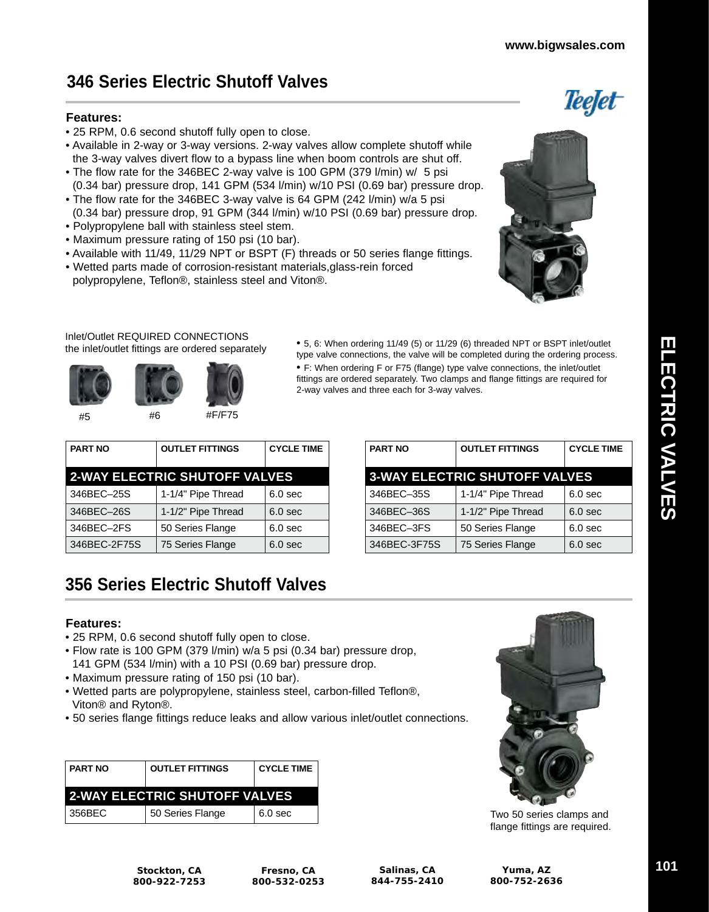## 346 Series Electric Shutoff Valves

**Features:**

- 25 RPM, 0.6 second shutoff fully open to close.
- Available in 2-way or 3-way versions. 2-way valves allow complete shutoff while the 3-way valves divert flow to a bypass line when boom controls are shut off.
- The flow rate for the 346BEC 2-way valve is 100 GPM (379 l/min) w/ 5 psi (0.34 bar) pressure drop, 141 GPM (534 l/min) w/10 PSI (0.69 bar) pressure drop.
- The flow rate for the 346BEC 3-way valve is 64 GPM (242 l/min) w/a 5 psi (0.34 bar) pressure drop, 91 GPM (344 l/min) w/10 PSI (0.69 bar) pressure drop.
- Polypropylene ball with stainless steel stem.
- Maximum pressure rating of 150 psi (10 bar).
- Available with 11/49, 11/29 NPT or BSPT (F) threads or 50 series flange fittings.
- Wetted parts made of corrosion-resistant materials,glass-rein forced polypropylene, Teflon®, stainless steel and Viton®.

Inlet/Outlet REQUIRED CONNECTIONS
the inlet/outlet fittings are ordered separately

#5 #6 #F/F75

- 5, 6: When ordering 11/49 (5) or 11/29 (6) threaded NPT or BSPT inlet/outlet type valve connections, the valve will be completed during the ordering process.
- F: When ordering F or F75 (flange) type valve connections, the inlet/outlet fittings are ordered separately. Two clamps and flange fittings are required for 2-way valves and three each for 3-way valves.

| PART NO | OUTLET FITTINGS | CYCLE TIME |
|---|---|---|
| **2-WAY ELECTRIC SHUTOFF VALVES** | | |
| 346BEC–25S | 1-1/4" Pipe Thread | 6.0 sec |
| 346BEC–26S | 1-1/2" Pipe Thread | 6.0 sec |
| 346BEC–2FS | 50 Series Flange | 6.0 sec |
| 346BEC-2F75S | 75 Series Flange | 6.0 sec |

| PART NO | OUTLET FITTINGS | CYCLE TIME |
|---|---|---|
| **3-WAY ELECTRIC SHUTOFF VALVES** | | |
| 346BEC–35S | 1-1/4" Pipe Thread | 6.0 sec |
| 346BEC–36S | 1-1/2" Pipe Thread | 6.0 sec |
| 346BEC–3FS | 50 Series Flange | 6.0 sec |
| 346BEC-3F75S | 75 Series Flange | 6.0 sec |

## 356 Series Electric Shutoff Valves

**Features:**

- 25 RPM, 0.6 second shutoff fully open to close.
- Flow rate is 100 GPM (379 l/min) w/a 5 psi (0.34 bar) pressure drop, 141 GPM (534 l/min) with a 10 PSI (0.69 bar) pressure drop.
- Maximum pressure rating of 150 psi (10 bar).
- Wetted parts are polypropylene, stainless steel, carbon-filled Teflon®, Viton® and Ryton®.
- 50 series flange fittings reduce leaks and allow various inlet/outlet connections.

| PART NO | OUTLET FITTINGS | CYCLE TIME |
|---|---|---|
| **2-WAY ELECTRIC SHUTOFF VALVES** | | |
| 356BEC | 50 Series Flange | 6.0 sec |

Two 50 series clamps and flange fittings are required.

Stockton, CA 800-922-7253 | Fresno, CA 800-532-0253 | Salinas, CA 844-755-2410 | Yuma, AZ 800-752-2636